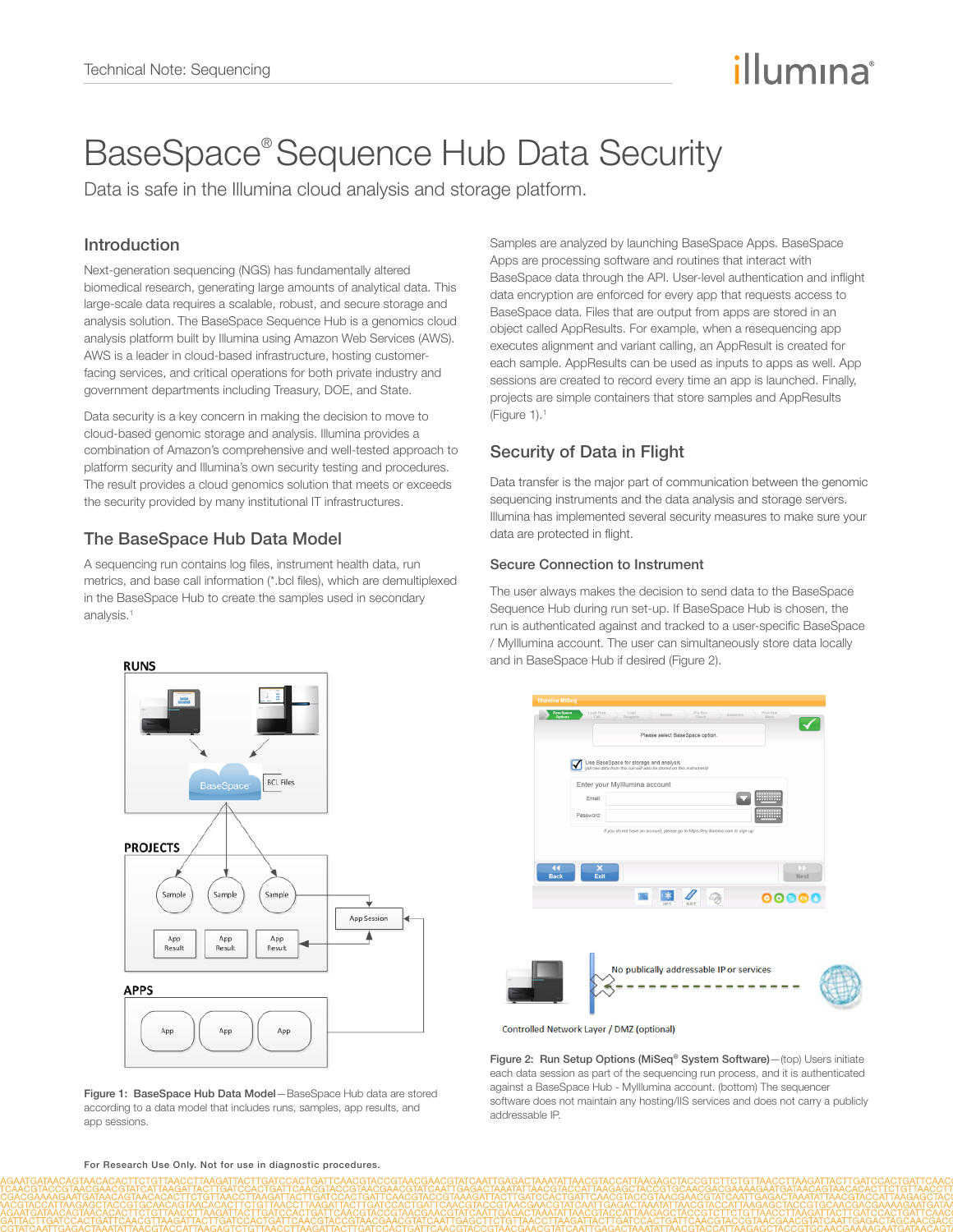# BaseSpace® Sequence Hub Data Security

Data is safe in the Illumina cloud analysis and storage platform.

## Introduction

Next-generation sequencing (NGS) has fundamentally altered biomedical research, generating large amounts of analytical data. This large-scale data requires a scalable, robust, and secure storage and analysis solution. The BaseSpace Sequence Hub is a genomics cloud analysis platform built by Illumina using Amazon Web Services (AWS). AWS is a leader in cloud-based infrastructure, hosting customer-facing services, and critical operations for both private industry and government departments including Treasury, DOE, and State.

Data security is a key concern in making the decision to move to cloud-based genomic storage and analysis. Illumina provides a combination of Amazon's comprehensive and well-tested approach to platform security and Illumina's own security testing and procedures. The result provides a cloud genomics solution that meets or exceeds the security provided by many institutional IT infrastructures.

## The BaseSpace Hub Data Model

A sequencing run contains log files, instrument health data, run metrics, and base call information (*.bcl files), which are demultiplexed in the BaseSpace Hub to create the samples used in secondary analysis.[1]

Figure 1: BaseSpace Hub Data Model—BaseSpace Hub data are stored according to a data model that includes runs, samples, app results, and app sessions.

Samples are analyzed by launching BaseSpace Apps. BaseSpace Apps are processing software and routines that interact with BaseSpace data through the API. User-level authentication and inflight data encryption are enforced for every app that requests access to BaseSpace data. Files that are output from apps are stored in an object called AppResults. For example, when a resequencing app executes alignment and variant calling, an AppResult is created for each sample. AppResults can be used as inputs to apps as well. App sessions are created to record every time an app is launched. Finally, projects are simple containers that store samples and AppResults (Figure 1).[1]

## Security of Data in Flight

Data transfer is the major part of communication between the genomic sequencing instruments and the data analysis and storage servers. Illumina has implemented several security measures to make sure your data are protected in flight.

### Secure Connection to Instrument

The user always makes the decision to send data to the BaseSpace Sequence Hub during run set-up. If BaseSpace Hub is chosen, the run is authenticated against and tracked to a user-specific BaseSpace / MyIllumina account. The user can simultaneously store data locally and in BaseSpace Hub if desired (Figure 2).

Figure 2: Run Setup Options (MiSeq® System Software)—(top) Users initiate each data session as part of the sequencing run process, and it is authenticated against a BaseSpace Hub - MyIllumina account. (bottom) The sequencer software does not maintain any hosting/IIS services and does not carry a publicly addressable IP.

For Research Use Only. Not for use in diagnostic procedures.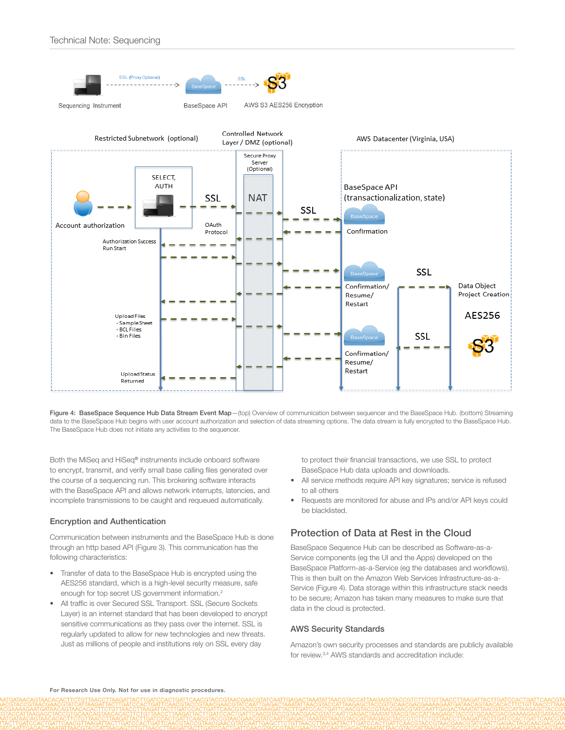Figure 4: BaseSpace Sequence Hub Data Stream Event Map—(top) Overview of communication between sequencer and the BaseSpace Hub. (bottom) Streaming data to the BaseSpace Hub begins with user account authorization and selection of data streaming options. The data stream is fully encrypted to the BaseSpace Hub. The BaseSpace Hub does not initiate any activities to the sequencer.

Both the MiSeq and HiSeq® instruments include onboard software to encrypt, transmit, and verify small base calling files generated over the course of a sequencing run. This brokering software interacts with the BaseSpace API and allows network interrupts, latencies, and incomplete transmissions to be caught and requeued automatically.

### Encryption and Authentication

Communication between instruments and the BaseSpace Hub is done through an http based API (Figure 3). This communication has the following characteristics:

- Transfer of data to the BaseSpace Hub is encrypted using the AES256 standard, which is a high-level security measure, safe enough for top secret US government information.[2]
- All traffic is over Secured SSL Transport. SSL (Secure Sockets Layer) is an internet standard that has been developed to encrypt sensitive communications as they pass over the internet. SSL is regularly updated to allow for new technologies and new threats. Just as millions of people and institutions rely on SSL every day to protect their financial transactions, we use SSL to protect BaseSpace Hub data uploads and downloads.
- All service methods require API key signatures; service is refused to all others
- Requests are monitored for abuse and IPs and/or API keys could be blacklisted.

## Protection of Data at Rest in the Cloud

BaseSpace Sequence Hub can be described as Software-as-a-Service components (eg the UI and the Apps) developed on the BaseSpace Platform-as-a-Service (eg the databases and workflows). This is then built on the Amazon Web Services Infrastructure-as-a-Service (Figure 4). Data storage within this infrastructure stack needs to be secure; Amazon has taken many measures to make sure that data in the cloud is protected.

### AWS Security Standards

Amazon's own security processes and standards are publicly available for review.[3,4] AWS standards and accreditation include:

For Research Use Only. Not for use in diagnostic procedures.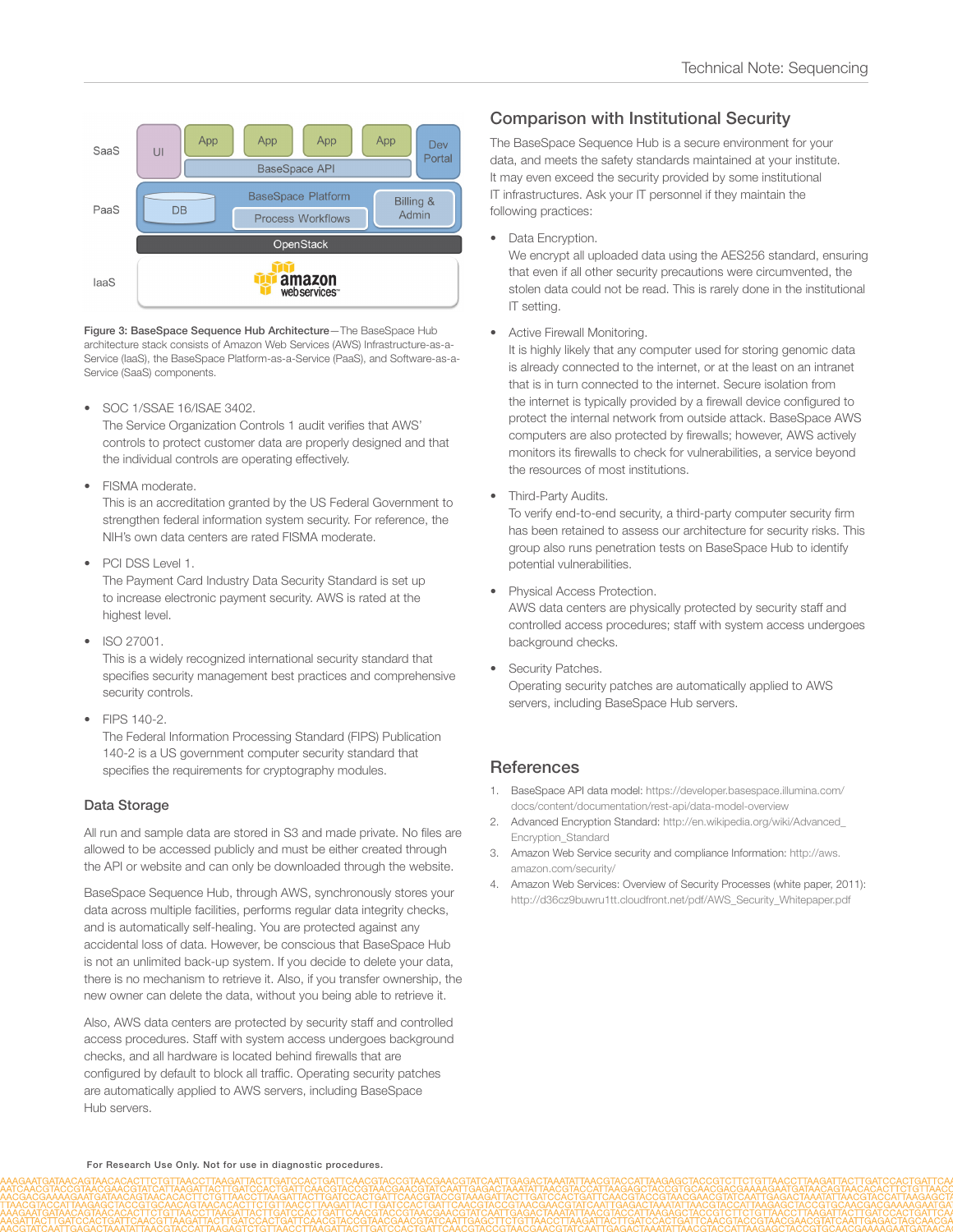Figure 3: **BaseSpace Sequence Hub Architecture**—The BaseSpace Hub architecture stack consists of Amazon Web Services (AWS) Infrastructure-as-a-Service (IaaS), the BaseSpace Platform-as-a-Service (PaaS), and Software-as-a-Service (SaaS) components.

- SOC 1/SSAE 16/ISAE 3402.
  The Service Organization Controls 1 audit verifies that AWS' controls to protect customer data are properly designed and that the individual controls are operating effectively.
- FISMA moderate.
  This is an accreditation granted by the US Federal Government to strengthen federal information system security. For reference, the NIH's own data centers are rated FISMA moderate.
- PCI DSS Level 1.
  The Payment Card Industry Data Security Standard is set up to increase electronic payment security. AWS is rated at the highest level.
- ISO 27001.
  This is a widely recognized international security standard that specifies security management best practices and comprehensive security controls.
- FIPS 140-2.
  The Federal Information Processing Standard (FIPS) Publication 140-2 is a US government computer security standard that specifies the requirements for cryptography modules.

## Data Storage

All run and sample data are stored in S3 and made private. No files are allowed to be accessed publicly and must be either created through the API or website and can only be downloaded through the website.

BaseSpace Sequence Hub, through AWS, synchronously stores your data across multiple facilities, performs regular data integrity checks, and is automatically self-healing. You are protected against any accidental loss of data. However, be conscious that BaseSpace Hub is not an unlimited back-up system. If you decide to delete your data, there is no mechanism to retrieve it. Also, if you transfer ownership, the new owner can delete the data, without you being able to retrieve it.

Also, AWS data centers are protected by security staff and controlled access procedures. Staff with system access undergoes background checks, and all hardware is located behind firewalls that are configured by default to block all traffic. Operating security patches are automatically applied to AWS servers, including BaseSpace Hub servers.

## Comparison with Institutional Security

The BaseSpace Sequence Hub is a secure environment for your data, and meets the safety standards maintained at your institute. It may even exceed the security provided by some institutional IT infrastructures. Ask your IT personnel if they maintain the following practices:

- Data Encryption.
  We encrypt all uploaded data using the AES256 standard, ensuring that even if all other security precautions were circumvented, the stolen data could not be read. This is rarely done in the institutional IT setting.
- Active Firewall Monitoring.
  It is highly likely that any computer used for storing genomic data is already connected to the internet, or at the least on an intranet that is in turn connected to the internet. Secure isolation from the internet is typically provided by a firewall device configured to protect the internal network from outside attack. BaseSpace AWS computers are also protected by firewalls; however, AWS actively monitors its firewalls to check for vulnerabilities, a service beyond the resources of most institutions.
- Third-Party Audits.
  To verify end-to-end security, a third-party computer security firm has been retained to assess our architecture for security risks. This group also runs penetration tests on BaseSpace Hub to identify potential vulnerabilities.
- Physical Access Protection.
  AWS data centers are physically protected by security staff and controlled access procedures; staff with system access undergoes background checks.
- Security Patches.
  Operating security patches are automatically applied to AWS servers, including BaseSpace Hub servers.

## References

1. BaseSpace API data model: https://developer.basespace.illumina.com/docs/content/documentation/rest-api/data-model-overview
2. Advanced Encryption Standard: http://en.wikipedia.org/wiki/Advanced_Encryption_Standard
3. Amazon Web Service security and compliance Information: http://aws.amazon.com/security/
4. Amazon Web Services: Overview of Security Processes (white paper, 2011): http://d36cz9buwru1tt.cloudfront.net/pdf/AWS_Security_Whitepaper.pdf

For Research Use Only. Not for use in diagnostic procedures.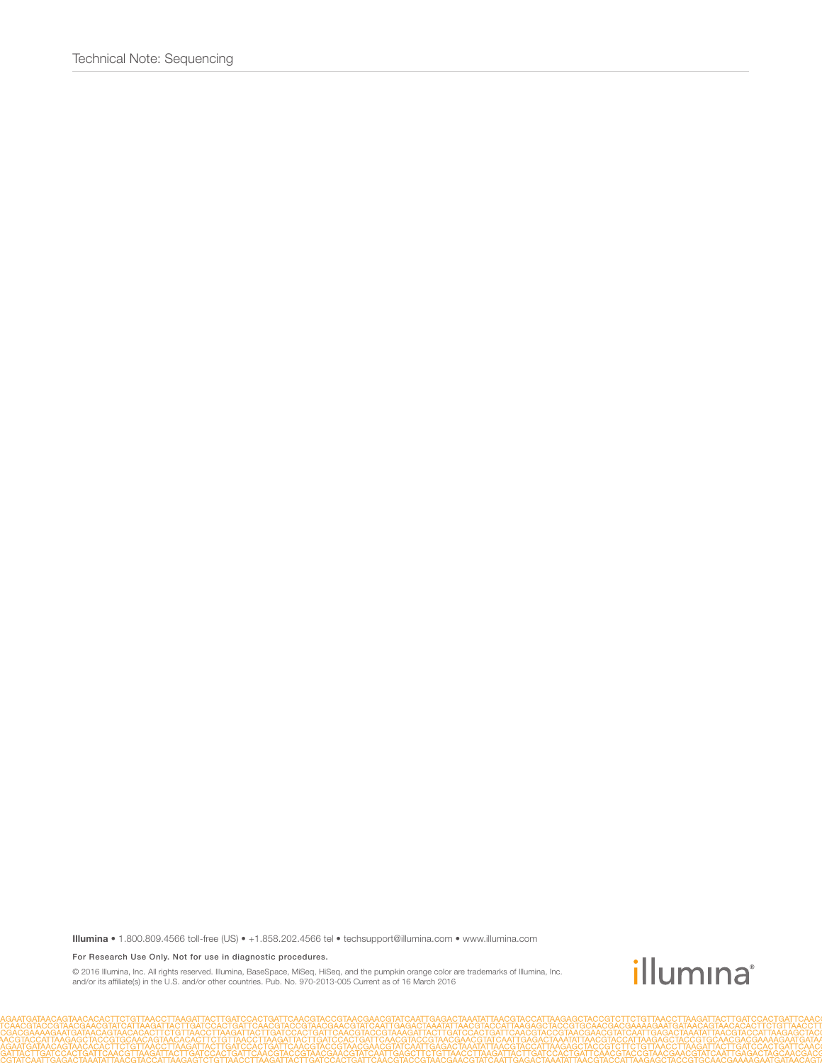**Illumina** • 1.800.809.4566 toll-free (US) • +1.858.202.4566 tel • techsupport@illumina.com • www.illumina.com

For Research Use Only. Not for use in diagnostic procedures.

© 2016 Illumina, Inc. All rights reserved. Illumina, BaseSpace, MiSeq, HiSeq, and the pumpkin orange color are trademarks of Illumina, Inc. and/or its affiliate(s) in the U.S. and/or other countries. Pub. No. 970-2013-005 Current as of 16 March 2016